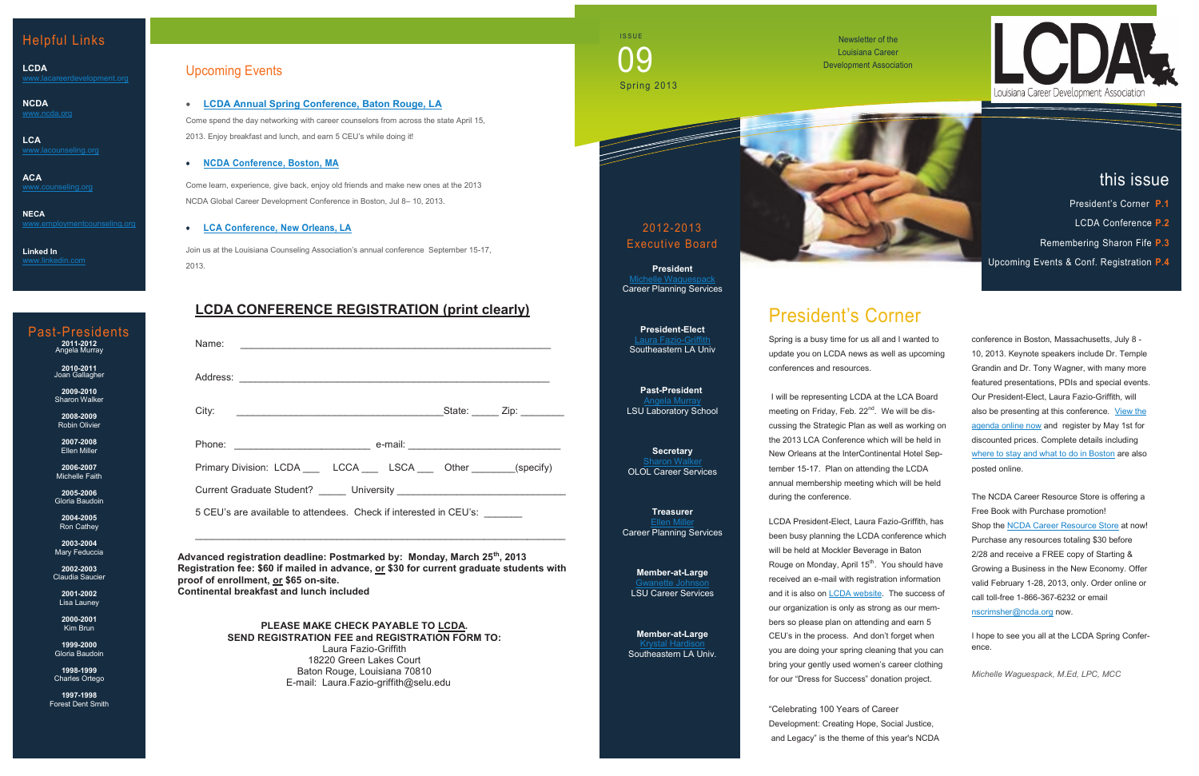## Helpful Links

**LCDA**
www.lacareerdevelopment.org

**NCDA**
www.ncda.org

**LCA**
www.lacounseling.org

**ACA**
www.counseling.org

**NECA**
www.employmentcounseling.org

**Linked In**
www.linkedin.com

## Past-Presidents

**2011-2012**
Angela Murray

**2010-2011**
Joan Gallagher

**2009-2010**
Sharon Walker

**2008-2009**
Robin Olivier

**2007-2008**
Ellen Miller

**2006-2007**
Michelle Faith

**2005-2006**
Gloria Baudoin

**2004-2005**
Ron Cathey

**2003-2004**
Mary Feduccia

**2002-2003**
Claudia Saucier

**2001-2002**
Lisa Launey

**2000-2001**
Kim Brun

**1999-2000**
Gloria Baudoin

**1998-1999**
Charles Ortego

**1997-1998**
Forest Dent Smith

## Upcoming Events

- **LCDA Annual Spring Conference, Baton Rouge, LA**

Come spend the day networking with career counselors from across the state April 15, 2013. Enjoy breakfast and lunch, and earn 5 CEU's while doing it!

- **NCDA Conference, Boston, MA**

Come learn, experience, give back, enjoy old friends and make new ones at the 2013 NCDA Global Career Development Conference in Boston, Jul 8– 10, 2013.

- **LCA Conference, New Orleans, LA**

Join us at the Louisiana Counseling Association's annual conference September 15-17, 2013.

## LCDA CONFERENCE REGISTRATION (print clearly)

Name: ______________________________________________________

Address: ____________________________________________________

City: _____________________________________State: _____ Zip: ________

Phone: ________________________ e-mail: ___________________________

Primary Division: LCDA ___ LCCA ___ LSCA ___ Other ________(specify)

Current Graduate Student? _____ University ____________________________

5 CEU's are available to attendees. Check if interested in CEU's: _______

**Advanced registration deadline: Postmarked by: Monday, March 25th, 2013**
**Registration fee: $60 if mailed in advance, or $30 for current graduate students with proof of enrollment, or $65 on-site.**
**Continental breakfast and lunch included**

**PLEASE MAKE CHECK PAYABLE TO LCDA.**
**SEND REGISTRATION FEE and REGISTRATION FORM TO:**
Laura Fazio-Griffith
18220 Green Lakes Court
Baton Rouge, Louisiana 70810
E-mail: Laura.Fazio-griffith@selu.edu

ISSUE
09
Spring 2013

Newsletter of the Louisiana Career Development Association

LCDA Louisiana Career Development Association

## this issue

President's Corner **P.1**
LCDA Conference **P.2**
Remembering Sharon Fife **P.3**
Upcoming Events & Conf. Registration **P.4**

## 2012-2013 Executive Board

**President**
Michelle Waguespack
Career Planning Services

**President-Elect**
Laura Fazio-Griffith
Southeastern LA Univ

**Past-President**
Angela Murray
LSU Laboratory School

**Secretary**
Sharon Walker
OLOL Career Services

**Treasurer**
Ellen Miller
Career Planning Services

**Member-at-Large**
Gwanette Johnson
LSU Career Services

**Member-at-Large**
Krystal Hardison
Southeastern LA Univ.

# President's Corner

Spring is a busy time for us all and I wanted to update you on LCDA news as well as upcoming conferences and resources.

I will be representing LCDA at the LCA Board meeting on Friday, Feb. 22nd. We will be discussing the Strategic Plan as well as working on the 2013 LCA Conference which will be held in New Orleans at the InterContinental Hotel September 15-17. Plan on attending the LCDA annual membership meeting which will be held during the conference.

LCDA President-Elect, Laura Fazio-Griffith, has been busy planning the LCDA conference which will be held at Mockler Beverage in Baton Rouge on Monday, April 15th. You should have received an e-mail with registration information and it is also on LCDA website. The success of our organization is only as strong as our members so please plan on attending and earn 5 CEU's in the process. And don't forget when you are doing your spring cleaning that you can bring your gently used women's career clothing for our "Dress for Success" donation project.

"Celebrating 100 Years of Career Development: Creating Hope, Social Justice, and Legacy" is the theme of this year's NCDA conference in Boston, Massachusetts, July 8 - 10, 2013. Keynote speakers include Dr. Temple Grandin and Dr. Tony Wagner, with many more featured presentations, PDIs and special events. Our President-Elect, Laura Fazio-Griffith, will also be presenting at this conference. View the agenda online now and register by May 1st for discounted prices. Complete details including where to stay and what to do in Boston are also posted online.

The NCDA Career Resource Store is offering a Free Book with Purchase promotion! Shop the NCDA Career Resource Store at now! Purchase any resources totaling $30 before 2/28 and receive a FREE copy of Starting & Growing a Business in the New Economy. Offer valid February 1-28, 2013, only. Order online or call toll-free 1-866-367-6232 or email nscrimsher@ncda.org now.

I hope to see you all at the LCDA Spring Conference.

*Michelle Waguespack, M.Ed, LPC, MCC*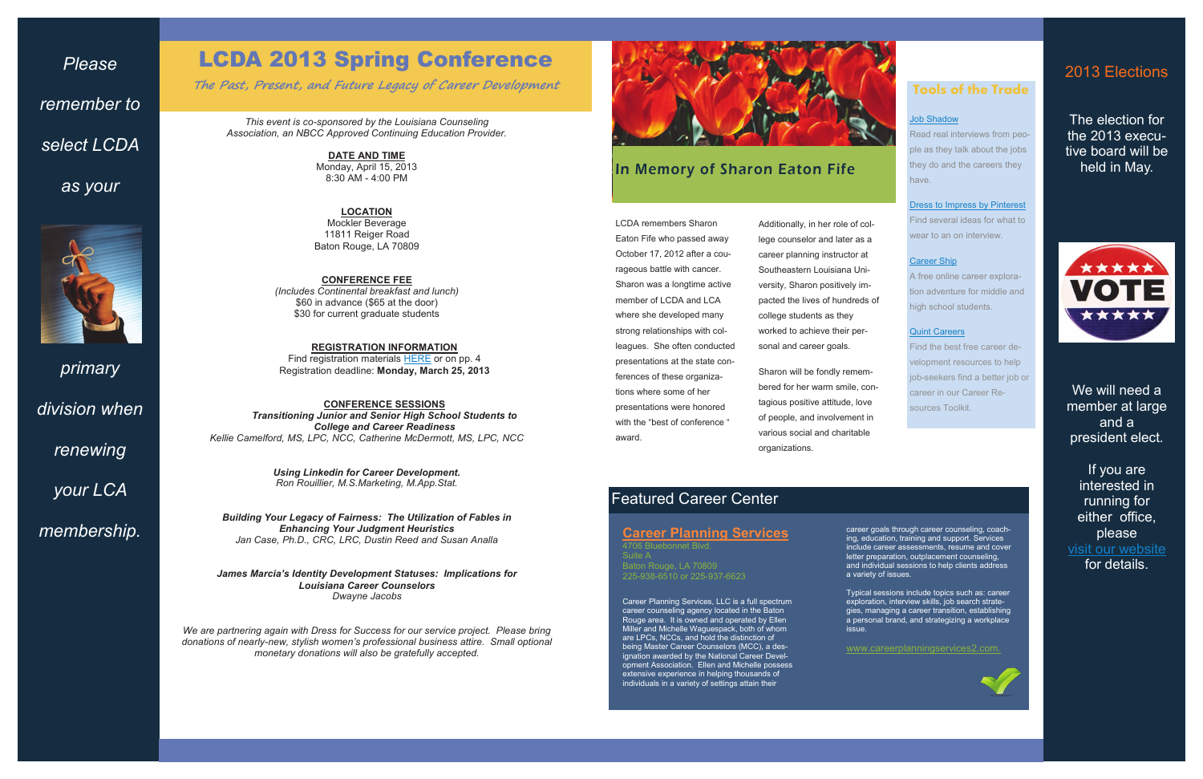Please remember to select LCDA as your primary division when renewing your LCA membership.

# LCDA 2013 Spring Conference

*The Past, Present, and Future Legacy of Career Development*

*This event is co-sponsored by the Louisiana Counseling Association, an NBCC Approved Continuing Education Provider.*

**DATE AND TIME**
Monday, April 15, 2013
8:30 AM - 4:00 PM

**LOCATION**
Mockler Beverage
11811 Reiger Road
Baton Rouge, LA 70809

**CONFERENCE FEE**
*(Includes Continental breakfast and lunch)*
$60 in advance ($65 at the door)
$30 for current graduate students

**REGISTRATION INFORMATION**
Find registration materials HERE or on pp. 4
Registration deadline: **Monday, March 25, 2013**

**CONFERENCE SESSIONS**

***Transitioning Junior and Senior High School Students to College and Career Readiness***
*Kellie Camelford, MS, LPC, NCC, Catherine McDermott, MS, LPC, NCC*

***Using Linkedin for Career Development.***
*Ron Rouillier, M.S.Marketing, M.App.Stat.*

***Building Your Legacy of Fairness: The Utilization of Fables in Enhancing Your Judgment Heuristics***
*Jan Case, Ph.D., CRC, LRC, Dustin Reed and Susan Analla*

***James Marcia's Identity Development Statuses: Implications for Louisiana Career Counselors***
*Dwayne Jacobs*

*We are partnering again with Dress for Success for our service project. Please bring donations of nearly-new, stylish women's professional business attire. Small optional monetary donations will also be gratefully accepted.*

## In Memory of Sharon Eaton Fife

LCDA remembers Sharon Eaton Fife who passed away October 17, 2012 after a courageous battle with cancer. Sharon was a longtime active member of LCDA and LCA where she developed many strong relationships with colleagues. She often conducted presentations at the state conferences of these organizations where some of her presentations were honored with the "best of conference " award.

Additionally, in her role of college counselor and later as a career planning instructor at Southeastern Louisiana University, Sharon positively impacted the lives of hundreds of college students as they worked to achieve their personal and career goals.

Sharon will be fondly remembered for her warm smile, contagious positive attitude, love of people, and involvement in various social and charitable organizations.

## Tools of the Trade

Job Shadow
Read real interviews from people as they talk about the jobs they do and the careers they have.

Dress to Impress by Pinterest
Find several ideas for what to wear to an on interview.

Career Ship
A free online career exploration adventure for middle and high school students.

Quint Careers
Find the best free career development resources to help job-seekers find a better job or career in our Career Resources Toolkit.

## Featured Career Center

### Career Planning Services

4706 Bluebonnet Blvd.
Suite A
Baton Rouge, LA 70809
225-938-6510 or 225-937-6623

Career Planning Services, LLC is a full spectrum career counseling agency located in the Baton Rouge area. It is owned and operated by Ellen Miller and Michelle Waguespack, both of whom are LPCs, NCCs, and hold the distinction of being Master Career Counselors (MCC), a designation awarded by the National Career Development Association. Ellen and Michelle possess extensive experience in helping thousands of individuals in a variety of settings attain their career goals through career counseling, coaching, education, training and support. Services include career assessments, resume and cover letter preparation, outplacement counseling, and individual sessions to help clients address a variety of issues.

Typical sessions include topics such as: career exploration, interview skills, job search strategies, managing a career transition, establishing a personal brand, and strategizing a workplace issue.

www.careerplanningservices2.com.

## 2013 Elections

The election for the 2013 executive board will be held in May.

We will need a member at large and a president elect.

If you are interested in running for either office, please visit our website for details.